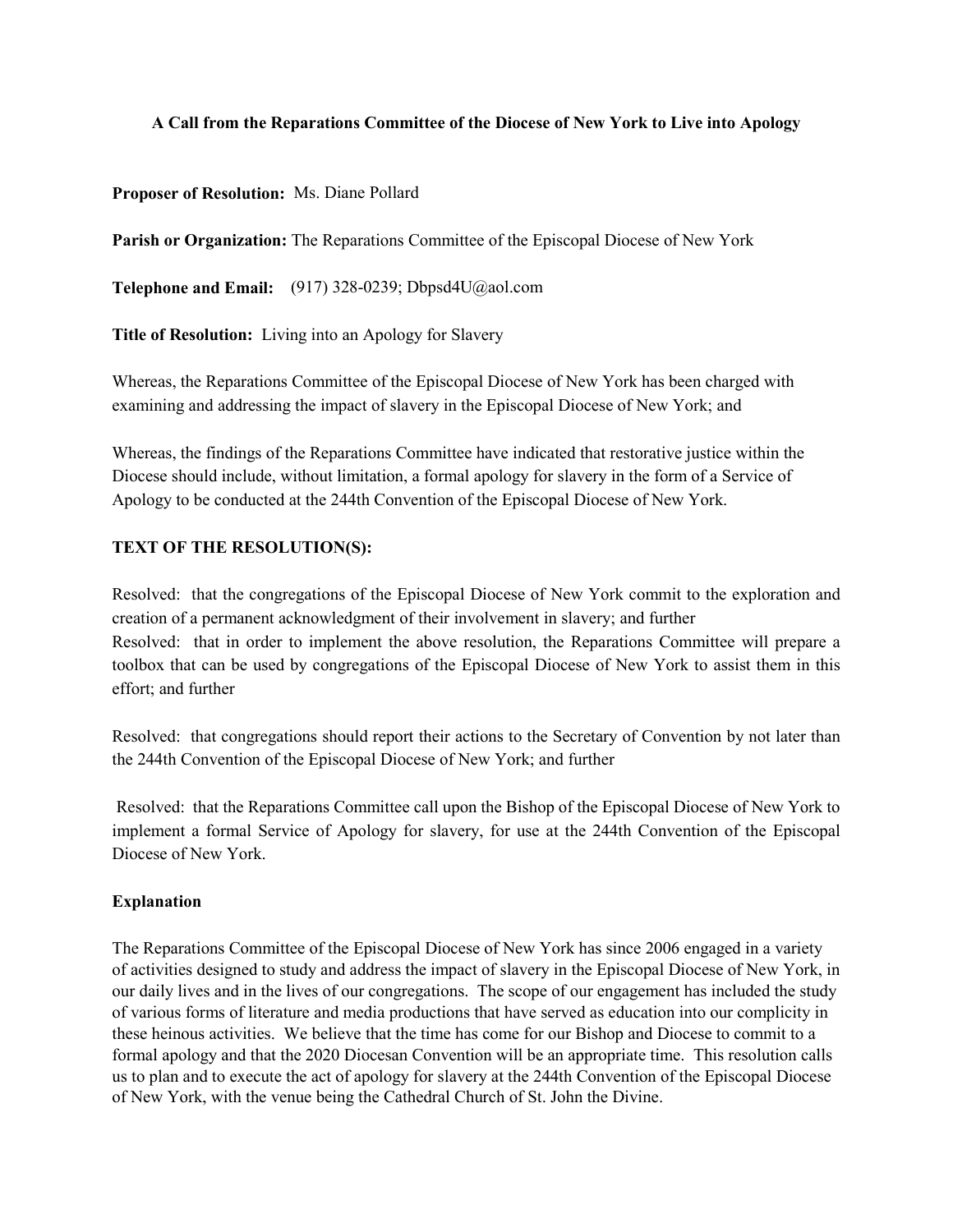**A Call from the Reparations Committee of the Diocese of New York to Live into Apology**

**Proposer of Resolution:** Ms. Diane Pollard

**Parish or Organization:** The Reparations Committee of the Episcopal Diocese of New York

**Telephone and Email:** (917) 328-0239; Dbpsd4U@aol.com

**Title of Resolution:** Living into an Apology for Slavery

Whereas, the Reparations Committee of the Episcopal Diocese of New York has been charged with examining and addressing the impact of slavery in the Episcopal Diocese of New York; and

Whereas, the findings of the Reparations Committee have indicated that restorative justice within the Diocese should include, without limitation, a formal apology for slavery in the form of a Service of Apology to be conducted at the 244th Convention of the Episcopal Diocese of New York.

**TEXT OF THE RESOLUTION(S):**

Resolved: that the congregations of the Episcopal Diocese of New York commit to the exploration and creation of a permanent acknowledgment of their involvement in slavery; and further

Resolved: that in order to implement the above resolution, the Reparations Committee will prepare a toolbox that can be used by congregations of the Episcopal Diocese of New York to assist them in this effort; and further

Resolved: that congregations should report their actions to the Secretary of Convention by not later than the 244th Convention of the Episcopal Diocese of New York; and further

Resolved: that the Reparations Committee call upon the Bishop of the Episcopal Diocese of New York to implement a formal Service of Apology for slavery, for use at the 244th Convention of the Episcopal Diocese of New York.

**Explanation**

The Reparations Committee of the Episcopal Diocese of New York has since 2006 engaged in a variety of activities designed to study and address the impact of slavery in the Episcopal Diocese of New York, in our daily lives and in the lives of our congregations. The scope of our engagement has included the study of various forms of literature and media productions that have served as education into our complicity in these heinous activities. We believe that the time has come for our Bishop and Diocese to commit to a formal apology and that the 2020 Diocesan Convention will be an appropriate time. This resolution calls us to plan and to execute the act of apology for slavery at the 244th Convention of the Episcopal Diocese of New York, with the venue being the Cathedral Church of St. John the Divine.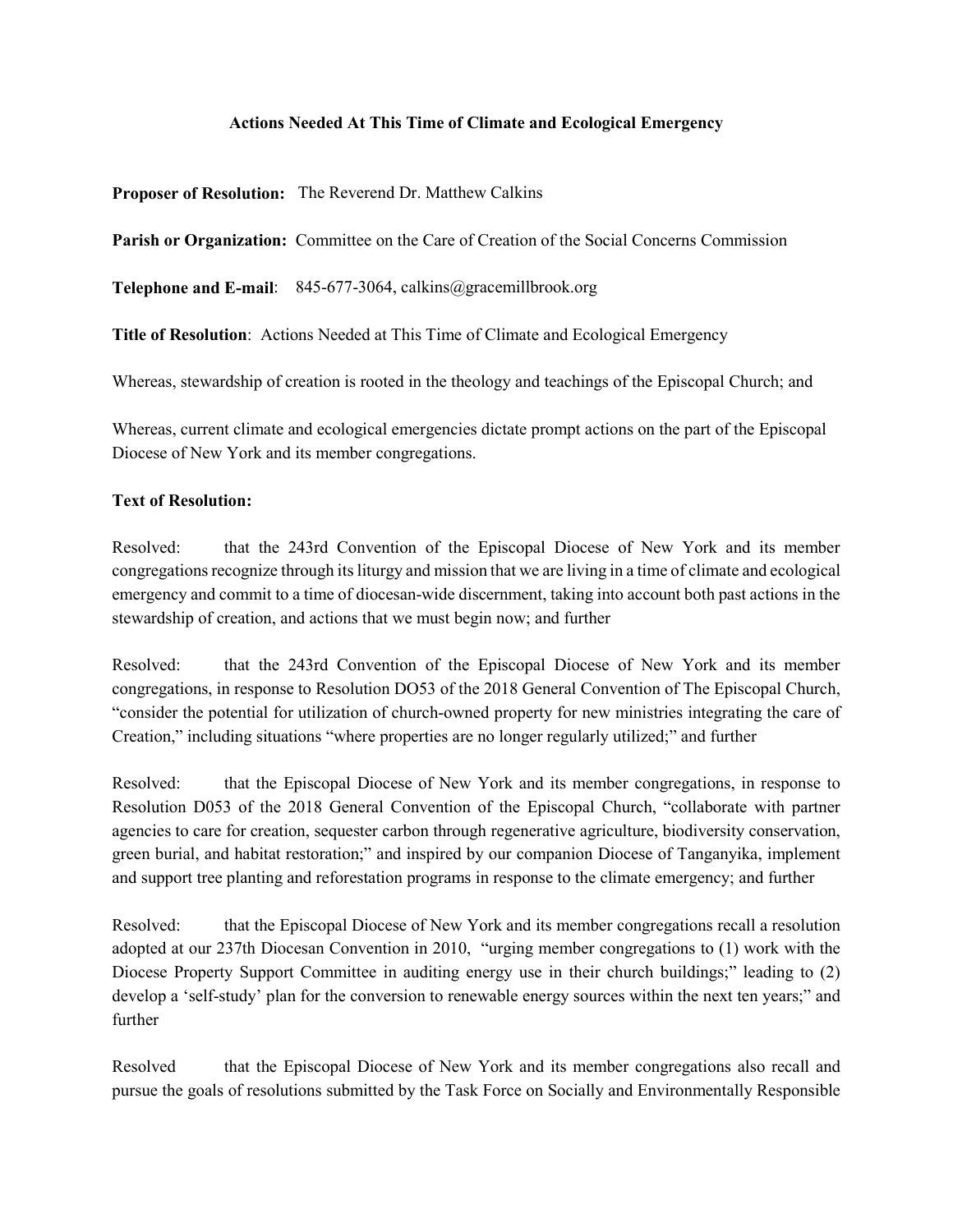**Actions Needed At This Time of Climate and Ecological Emergency**

**Proposer of Resolution:** The Reverend Dr. Matthew Calkins

**Parish or Organization:** Committee on the Care of Creation of the Social Concerns Commission

**Telephone and E-mail**: 845-677-3064, calkins@gracemillbrook.org

**Title of Resolution**: Actions Needed at This Time of Climate and Ecological Emergency

Whereas, stewardship of creation is rooted in the theology and teachings of the Episcopal Church; and

Whereas, current climate and ecological emergencies dictate prompt actions on the part of the Episcopal Diocese of New York and its member congregations.

**Text of Resolution:**

Resolved: that the 243rd Convention of the Episcopal Diocese of New York and its member congregations recognize through its liturgy and mission that we are living in a time of climate and ecological emergency and commit to a time of diocesan-wide discernment, taking into account both past actions in the stewardship of creation, and actions that we must begin now; and further

Resolved: that the 243rd Convention of the Episcopal Diocese of New York and its member congregations, in response to Resolution DO53 of the 2018 General Convention of The Episcopal Church, "consider the potential for utilization of church-owned property for new ministries integrating the care of Creation," including situations "where properties are no longer regularly utilized;" and further

Resolved: that the Episcopal Diocese of New York and its member congregations, in response to Resolution D053 of the 2018 General Convention of the Episcopal Church, "collaborate with partner agencies to care for creation, sequester carbon through regenerative agriculture, biodiversity conservation, green burial, and habitat restoration;" and inspired by our companion Diocese of Tanganyika, implement and support tree planting and reforestation programs in response to the climate emergency; and further

Resolved: that the Episcopal Diocese of New York and its member congregations recall a resolution adopted at our 237th Diocesan Convention in 2010, "urging member congregations to (1) work with the Diocese Property Support Committee in auditing energy use in their church buildings;" leading to (2) develop a 'self-study' plan for the conversion to renewable energy sources within the next ten years;" and further

Resolved that the Episcopal Diocese of New York and its member congregations also recall and pursue the goals of resolutions submitted by the Task Force on Socially and Environmentally Responsible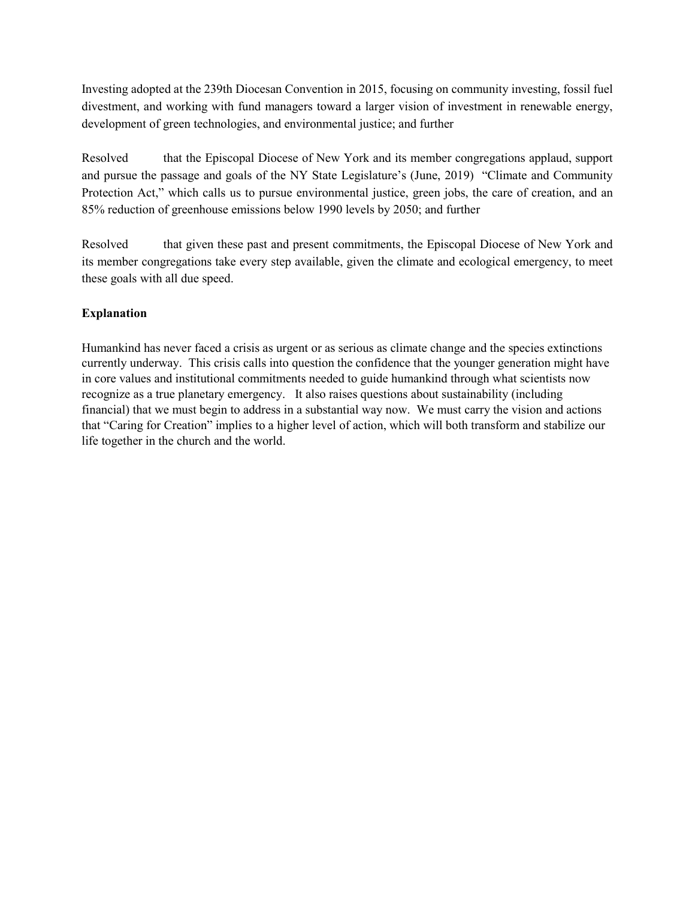Investing adopted at the 239th Diocesan Convention in 2015, focusing on community investing, fossil fuel divestment, and working with fund managers toward a larger vision of investment in renewable energy, development of green technologies, and environmental justice; and further

Resolved that the Episcopal Diocese of New York and its member congregations applaud, support and pursue the passage and goals of the NY State Legislature's (June, 2019) "Climate and Community Protection Act," which calls us to pursue environmental justice, green jobs, the care of creation, and an 85% reduction of greenhouse emissions below 1990 levels by 2050; and further

Resolved that given these past and present commitments, the Episcopal Diocese of New York and its member congregations take every step available, given the climate and ecological emergency, to meet these goals with all due speed.

**Explanation**

Humankind has never faced a crisis as urgent or as serious as climate change and the species extinctions currently underway. This crisis calls into question the confidence that the younger generation might have in core values and institutional commitments needed to guide humankind through what scientists now recognize as a true planetary emergency. It also raises questions about sustainability (including financial) that we must begin to address in a substantial way now. We must carry the vision and actions that "Caring for Creation" implies to a higher level of action, which will both transform and stabilize our life together in the church and the world.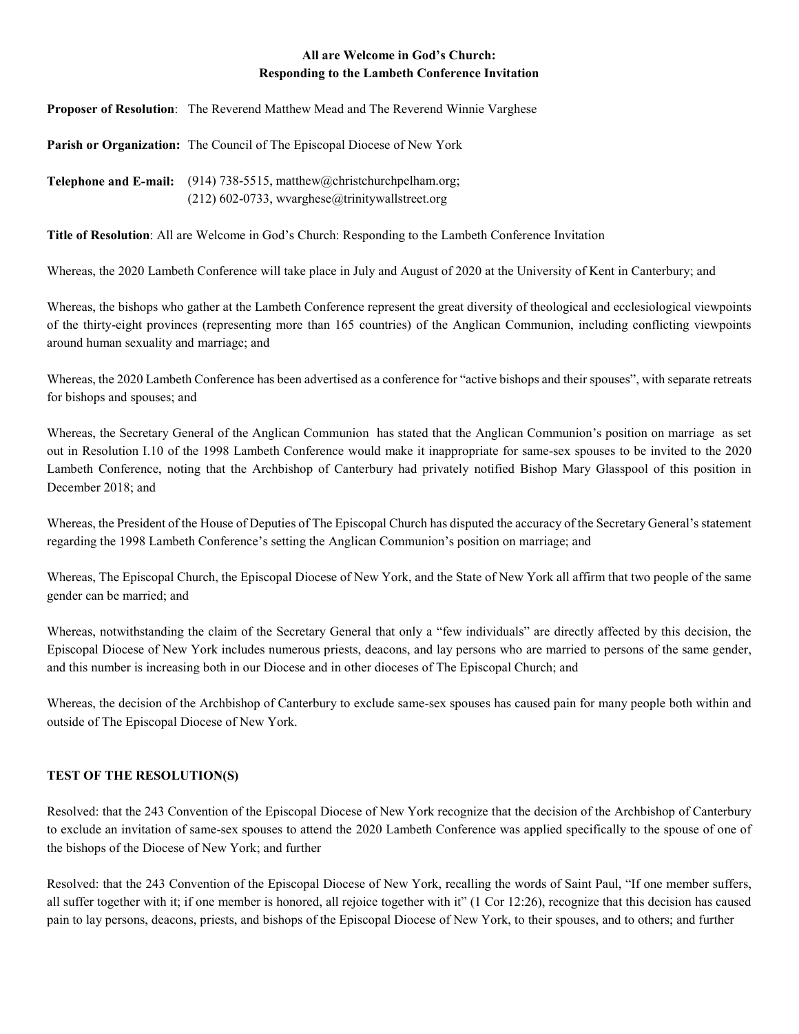**All are Welcome in God's Church:**
**Responding to the Lambeth Conference Invitation**

**Proposer of Resolution**: The Reverend Matthew Mead and The Reverend Winnie Varghese

**Parish or Organization:** The Council of The Episcopal Diocese of New York

**Telephone and E-mail:** (914) 738-5515, matthew@christchurchpelham.org; (212) 602-0733, wvarghese@trinitywallstreet.org

**Title of Resolution**: All are Welcome in God's Church: Responding to the Lambeth Conference Invitation

Whereas, the 2020 Lambeth Conference will take place in July and August of 2020 at the University of Kent in Canterbury; and

Whereas, the bishops who gather at the Lambeth Conference represent the great diversity of theological and ecclesiological viewpoints of the thirty-eight provinces (representing more than 165 countries) of the Anglican Communion, including conflicting viewpoints around human sexuality and marriage; and

Whereas, the 2020 Lambeth Conference has been advertised as a conference for "active bishops and their spouses", with separate retreats for bishops and spouses; and

Whereas, the Secretary General of the Anglican Communion has stated that the Anglican Communion's position on marriage as set out in Resolution I.10 of the 1998 Lambeth Conference would make it inappropriate for same-sex spouses to be invited to the 2020 Lambeth Conference, noting that the Archbishop of Canterbury had privately notified Bishop Mary Glasspool of this position in December 2018; and

Whereas, the President of the House of Deputies of The Episcopal Church has disputed the accuracy of the Secretary General's statement regarding the 1998 Lambeth Conference's setting the Anglican Communion's position on marriage; and

Whereas, The Episcopal Church, the Episcopal Diocese of New York, and the State of New York all affirm that two people of the same gender can be married; and

Whereas, notwithstanding the claim of the Secretary General that only a "few individuals" are directly affected by this decision, the Episcopal Diocese of New York includes numerous priests, deacons, and lay persons who are married to persons of the same gender, and this number is increasing both in our Diocese and in other dioceses of The Episcopal Church; and

Whereas, the decision of the Archbishop of Canterbury to exclude same-sex spouses has caused pain for many people both within and outside of The Episcopal Diocese of New York.

### TEST OF THE RESOLUTION(S)

Resolved: that the 243 Convention of the Episcopal Diocese of New York recognize that the decision of the Archbishop of Canterbury to exclude an invitation of same-sex spouses to attend the 2020 Lambeth Conference was applied specifically to the spouse of one of the bishops of the Diocese of New York; and further

Resolved: that the 243 Convention of the Episcopal Diocese of New York, recalling the words of Saint Paul, "If one member suffers, all suffer together with it; if one member is honored, all rejoice together with it" (1 Cor 12:26), recognize that this decision has caused pain to lay persons, deacons, priests, and bishops of the Episcopal Diocese of New York, to their spouses, and to others; and further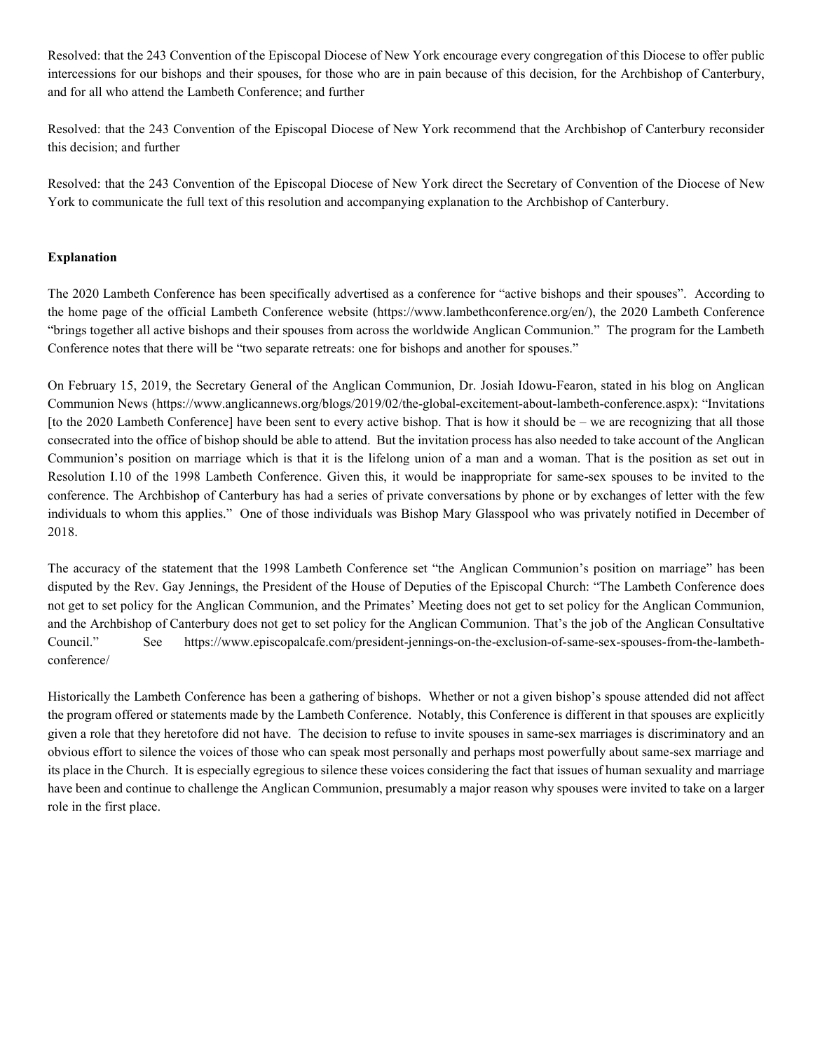Resolved: that the 243 Convention of the Episcopal Diocese of New York encourage every congregation of this Diocese to offer public intercessions for our bishops and their spouses, for those who are in pain because of this decision, for the Archbishop of Canterbury, and for all who attend the Lambeth Conference; and further

Resolved: that the 243 Convention of the Episcopal Diocese of New York recommend that the Archbishop of Canterbury reconsider this decision; and further

Resolved: that the 243 Convention of the Episcopal Diocese of New York direct the Secretary of Convention of the Diocese of New York to communicate the full text of this resolution and accompanying explanation to the Archbishop of Canterbury.

**Explanation**

The 2020 Lambeth Conference has been specifically advertised as a conference for "active bishops and their spouses". According to the home page of the official Lambeth Conference website (https://www.lambethconference.org/en/), the 2020 Lambeth Conference "brings together all active bishops and their spouses from across the worldwide Anglican Communion." The program for the Lambeth Conference notes that there will be "two separate retreats: one for bishops and another for spouses."

On February 15, 2019, the Secretary General of the Anglican Communion, Dr. Josiah Idowu-Fearon, stated in his blog on Anglican Communion News (https://www.anglicannews.org/blogs/2019/02/the-global-excitement-about-lambeth-conference.aspx): "Invitations [to the 2020 Lambeth Conference] have been sent to every active bishop. That is how it should be – we are recognizing that all those consecrated into the office of bishop should be able to attend. But the invitation process has also needed to take account of the Anglican Communion's position on marriage which is that it is the lifelong union of a man and a woman. That is the position as set out in Resolution I.10 of the 1998 Lambeth Conference. Given this, it would be inappropriate for same-sex spouses to be invited to the conference. The Archbishop of Canterbury has had a series of private conversations by phone or by exchanges of letter with the few individuals to whom this applies." One of those individuals was Bishop Mary Glasspool who was privately notified in December of 2018.

The accuracy of the statement that the 1998 Lambeth Conference set "the Anglican Communion's position on marriage" has been disputed by the Rev. Gay Jennings, the President of the House of Deputies of the Episcopal Church: "The Lambeth Conference does not get to set policy for the Anglican Communion, and the Primates' Meeting does not get to set policy for the Anglican Communion, and the Archbishop of Canterbury does not get to set policy for the Anglican Communion. That's the job of the Anglican Consultative Council." See https://www.episcopalcafe.com/president-jennings-on-the-exclusion-of-same-sex-spouses-from-the-lambeth-conference/

Historically the Lambeth Conference has been a gathering of bishops. Whether or not a given bishop's spouse attended did not affect the program offered or statements made by the Lambeth Conference. Notably, this Conference is different in that spouses are explicitly given a role that they heretofore did not have. The decision to refuse to invite spouses in same-sex marriages is discriminatory and an obvious effort to silence the voices of those who can speak most personally and perhaps most powerfully about same-sex marriage and its place in the Church. It is especially egregious to silence these voices considering the fact that issues of human sexuality and marriage have been and continue to challenge the Anglican Communion, presumably a major reason why spouses were invited to take on a larger role in the first place.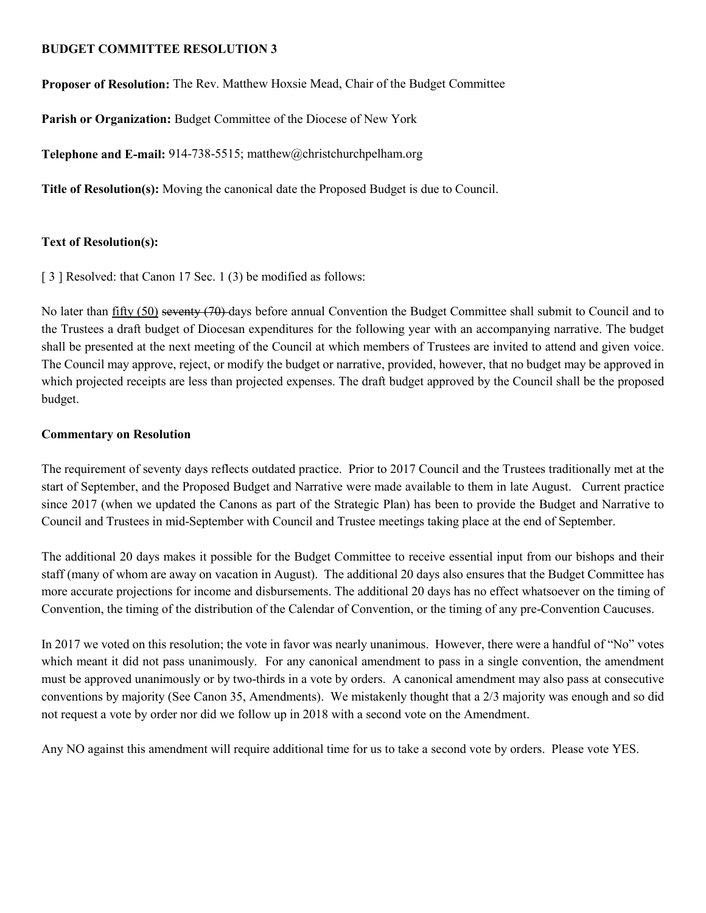**BUDGET COMMITTEE RESOLUTION 3**

**Proposer of Resolution:** The Rev. Matthew Hoxsie Mead, Chair of the Budget Committee

**Parish or Organization:** Budget Committee of the Diocese of New York

**Telephone and E-mail:** 914-738-5515; matthew@christchurchpelham.org

**Title of Resolution(s):** Moving the canonical date the Proposed Budget is due to Council.

**Text of Resolution(s):**

[ 3 ] Resolved: that Canon 17 Sec. 1 (3) be modified as follows:

No later than <u>fifty (50)</u> ~~seventy (70)~~ days before annual Convention the Budget Committee shall submit to Council and to the Trustees a draft budget of Diocesan expenditures for the following year with an accompanying narrative. The budget shall be presented at the next meeting of the Council at which members of Trustees are invited to attend and given voice. The Council may approve, reject, or modify the budget or narrative, provided, however, that no budget may be approved in which projected receipts are less than projected expenses. The draft budget approved by the Council shall be the proposed budget.

**Commentary on Resolution**

The requirement of seventy days reflects outdated practice. Prior to 2017 Council and the Trustees traditionally met at the start of September, and the Proposed Budget and Narrative were made available to them in late August. Current practice since 2017 (when we updated the Canons as part of the Strategic Plan) has been to provide the Budget and Narrative to Council and Trustees in mid-September with Council and Trustee meetings taking place at the end of September.

The additional 20 days makes it possible for the Budget Committee to receive essential input from our bishops and their staff (many of whom are away on vacation in August). The additional 20 days also ensures that the Budget Committee has more accurate projections for income and disbursements. The additional 20 days has no effect whatsoever on the timing of Convention, the timing of the distribution of the Calendar of Convention, or the timing of any pre-Convention Caucuses.

In 2017 we voted on this resolution; the vote in favor was nearly unanimous. However, there were a handful of "No" votes which meant it did not pass unanimously. For any canonical amendment to pass in a single convention, the amendment must be approved unanimously or by two-thirds in a vote by orders. A canonical amendment may also pass at consecutive conventions by majority (See Canon 35, Amendments). We mistakenly thought that a 2/3 majority was enough and so did not request a vote by order nor did we follow up in 2018 with a second vote on the Amendment.

Any NO against this amendment will require additional time for us to take a second vote by orders. Please vote YES.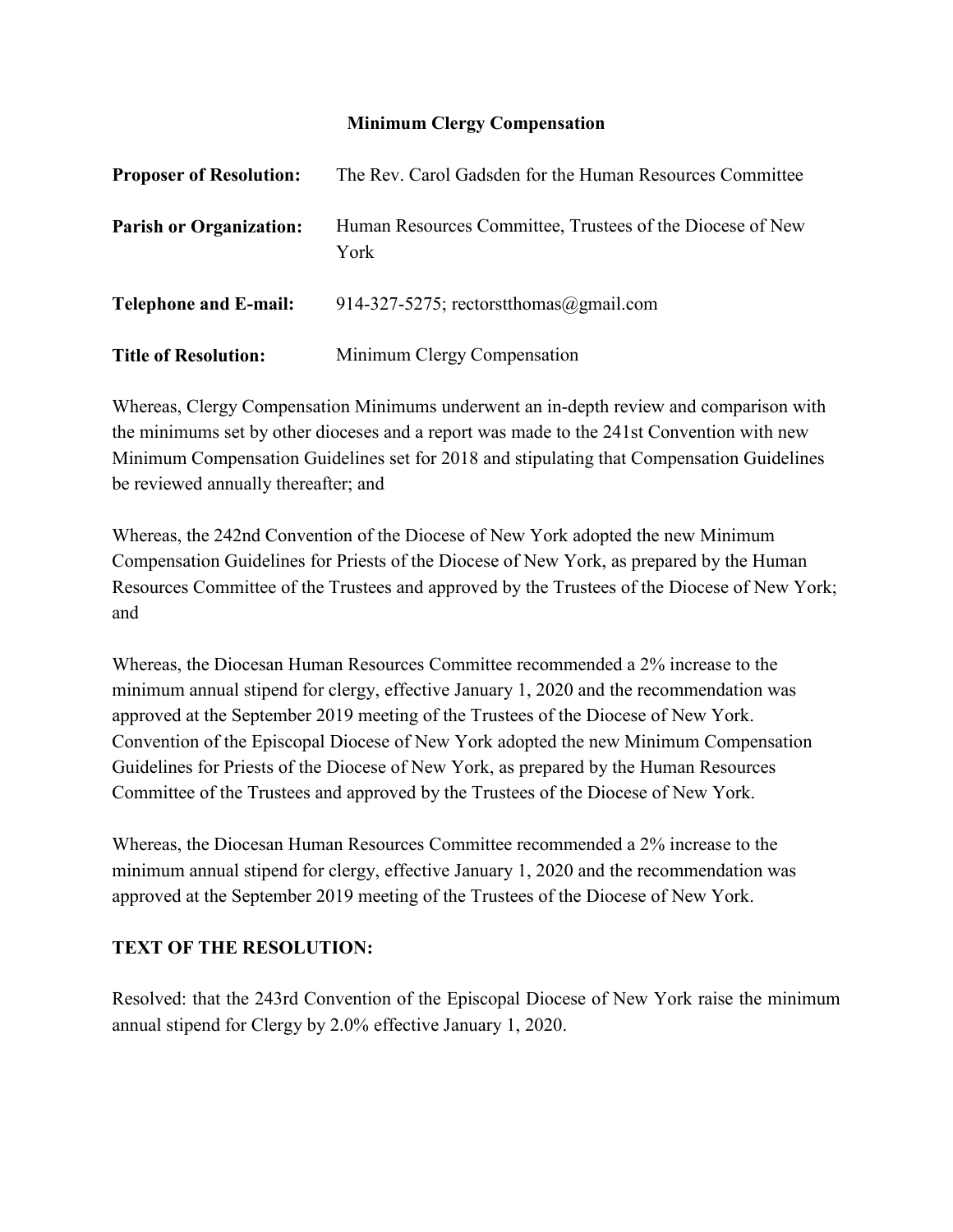**Minimum Clergy Compensation**

| | |
|---|---|
| **Proposer of Resolution:** | The Rev. Carol Gadsden for the Human Resources Committee |
| **Parish or Organization:** | Human Resources Committee, Trustees of the Diocese of New York |
| **Telephone and E-mail:** | 914-327-5275; rectorstthomas@gmail.com |
| **Title of Resolution:** | Minimum Clergy Compensation |

Whereas, Clergy Compensation Minimums underwent an in-depth review and comparison with the minimums set by other dioceses and a report was made to the 241st Convention with new Minimum Compensation Guidelines set for 2018 and stipulating that Compensation Guidelines be reviewed annually thereafter; and

Whereas, the 242nd Convention of the Diocese of New York adopted the new Minimum Compensation Guidelines for Priests of the Diocese of New York, as prepared by the Human Resources Committee of the Trustees and approved by the Trustees of the Diocese of New York; and

Whereas, the Diocesan Human Resources Committee recommended a 2% increase to the minimum annual stipend for clergy, effective January 1, 2020 and the recommendation was approved at the September 2019 meeting of the Trustees of the Diocese of New York. Convention of the Episcopal Diocese of New York adopted the new Minimum Compensation Guidelines for Priests of the Diocese of New York, as prepared by the Human Resources Committee of the Trustees and approved by the Trustees of the Diocese of New York.

Whereas, the Diocesan Human Resources Committee recommended a 2% increase to the minimum annual stipend for clergy, effective January 1, 2020 and the recommendation was approved at the September 2019 meeting of the Trustees of the Diocese of New York.

**TEXT OF THE RESOLUTION:**

Resolved: that the 243rd Convention of the Episcopal Diocese of New York raise the minimum annual stipend for Clergy by 2.0% effective January 1, 2020.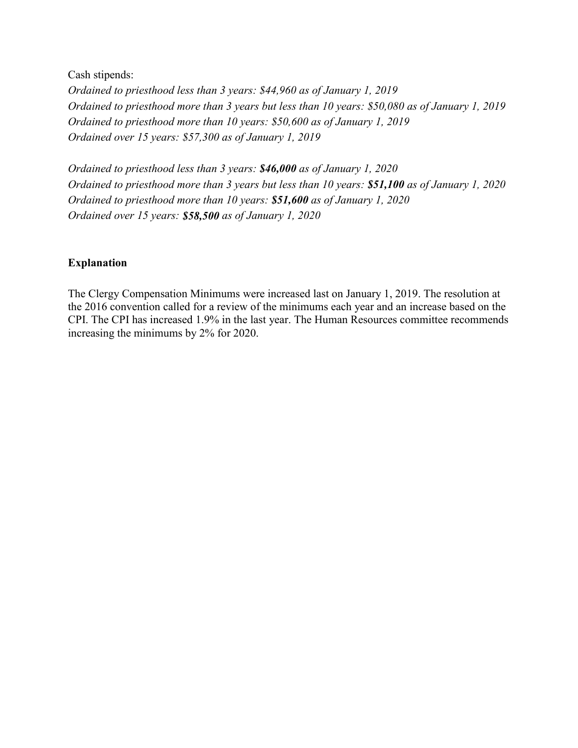Cash stipends:

*Ordained to priesthood less than 3 years: $44,960 as of January 1, 2019*
*Ordained to priesthood more than 3 years but less than 10 years: $50,080 as of January 1, 2019*
*Ordained to priesthood more than 10 years: $50,600 as of January 1, 2019*
*Ordained over 15 years: $57,300 as of January 1, 2019*

*Ordained to priesthood less than 3 years:* ***$46,000*** *as of January 1, 2020*
*Ordained to priesthood more than 3 years but less than 10 years:* ***$51,100*** *as of January 1, 2020*
*Ordained to priesthood more than 10 years:* ***$51,600*** *as of January 1, 2020*
*Ordained over 15 years:* ***$58,500*** *as of January 1, 2020*

**Explanation**

The Clergy Compensation Minimums were increased last on January 1, 2019. The resolution at the 2016 convention called for a review of the minimums each year and an increase based on the CPI. The CPI has increased 1.9% in the last year. The Human Resources committee recommends increasing the minimums by 2% for 2020.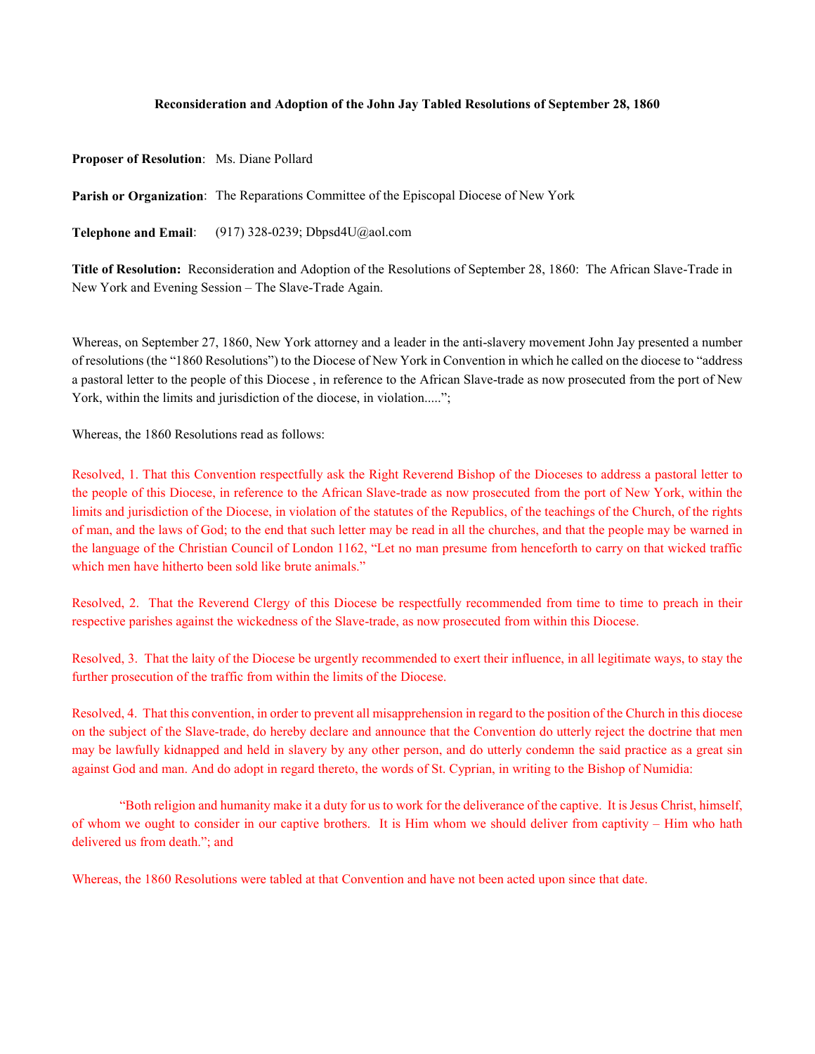**Reconsideration and Adoption of the John Jay Tabled Resolutions of September 28, 1860**

**Proposer of Resolution**: Ms. Diane Pollard

**Parish or Organization**: The Reparations Committee of the Episcopal Diocese of New York

**Telephone and Email**: (917) 328-0239; Dbpsd4U@aol.com

**Title of Resolution:** Reconsideration and Adoption of the Resolutions of September 28, 1860: The African Slave-Trade in New York and Evening Session – The Slave-Trade Again.

Whereas, on September 27, 1860, New York attorney and a leader in the anti-slavery movement John Jay presented a number of resolutions (the "1860 Resolutions") to the Diocese of New York in Convention in which he called on the diocese to "address a pastoral letter to the people of this Diocese , in reference to the African Slave-trade as now prosecuted from the port of New York, within the limits and jurisdiction of the diocese, in violation.....";

Whereas, the 1860 Resolutions read as follows:

Resolved, 1. That this Convention respectfully ask the Right Reverend Bishop of the Dioceses to address a pastoral letter to the people of this Diocese, in reference to the African Slave-trade as now prosecuted from the port of New York, within the limits and jurisdiction of the Diocese, in violation of the statutes of the Republics, of the teachings of the Church, of the rights of man, and the laws of God; to the end that such letter may be read in all the churches, and that the people may be warned in the language of the Christian Council of London 1162, "Let no man presume from henceforth to carry on that wicked traffic which men have hitherto been sold like brute animals."

Resolved, 2. That the Reverend Clergy of this Diocese be respectfully recommended from time to time to preach in their respective parishes against the wickedness of the Slave-trade, as now prosecuted from within this Diocese.

Resolved, 3. That the laity of the Diocese be urgently recommended to exert their influence, in all legitimate ways, to stay the further prosecution of the traffic from within the limits of the Diocese.

Resolved, 4. That this convention, in order to prevent all misapprehension in regard to the position of the Church in this diocese on the subject of the Slave-trade, do hereby declare and announce that the Convention do utterly reject the doctrine that men may be lawfully kidnapped and held in slavery by any other person, and do utterly condemn the said practice as a great sin against God and man. And do adopt in regard thereto, the words of St. Cyprian, in writing to the Bishop of Numidia:

"Both religion and humanity make it a duty for us to work for the deliverance of the captive. It is Jesus Christ, himself, of whom we ought to consider in our captive brothers. It is Him whom we should deliver from captivity – Him who hath delivered us from death."; and

Whereas, the 1860 Resolutions were tabled at that Convention and have not been acted upon since that date.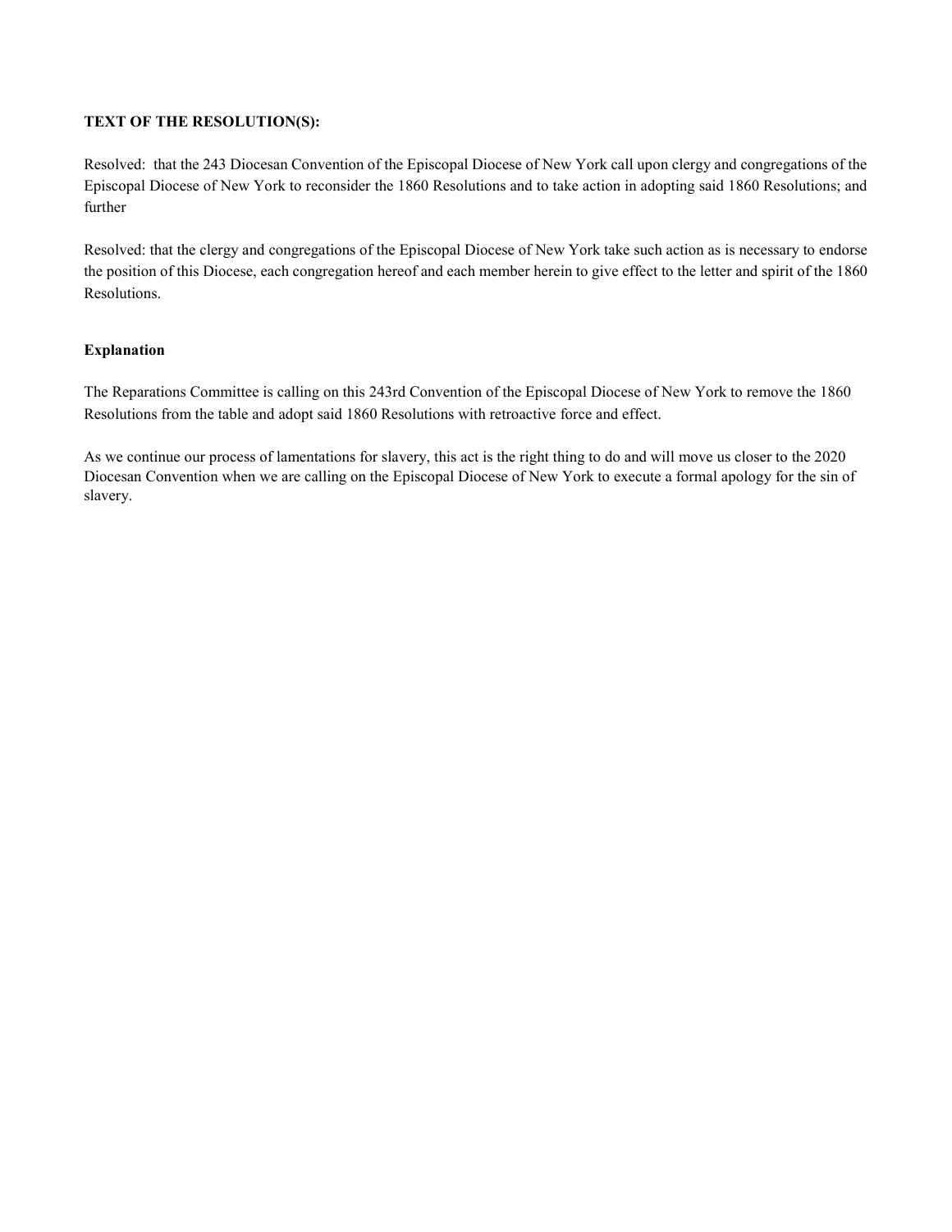**TEXT OF THE RESOLUTION(S):**

Resolved: that the 243 Diocesan Convention of the Episcopal Diocese of New York call upon clergy and congregations of the Episcopal Diocese of New York to reconsider the 1860 Resolutions and to take action in adopting said 1860 Resolutions; and further

Resolved: that the clergy and congregations of the Episcopal Diocese of New York take such action as is necessary to endorse the position of this Diocese, each congregation hereof and each member herein to give effect to the letter and spirit of the 1860 Resolutions.

**Explanation**

The Reparations Committee is calling on this 243rd Convention of the Episcopal Diocese of New York to remove the 1860 Resolutions from the table and adopt said 1860 Resolutions with retroactive force and effect.

As we continue our process of lamentations for slavery, this act is the right thing to do and will move us closer to the 2020 Diocesan Convention when we are calling on the Episcopal Diocese of New York to execute a formal apology for the sin of slavery.